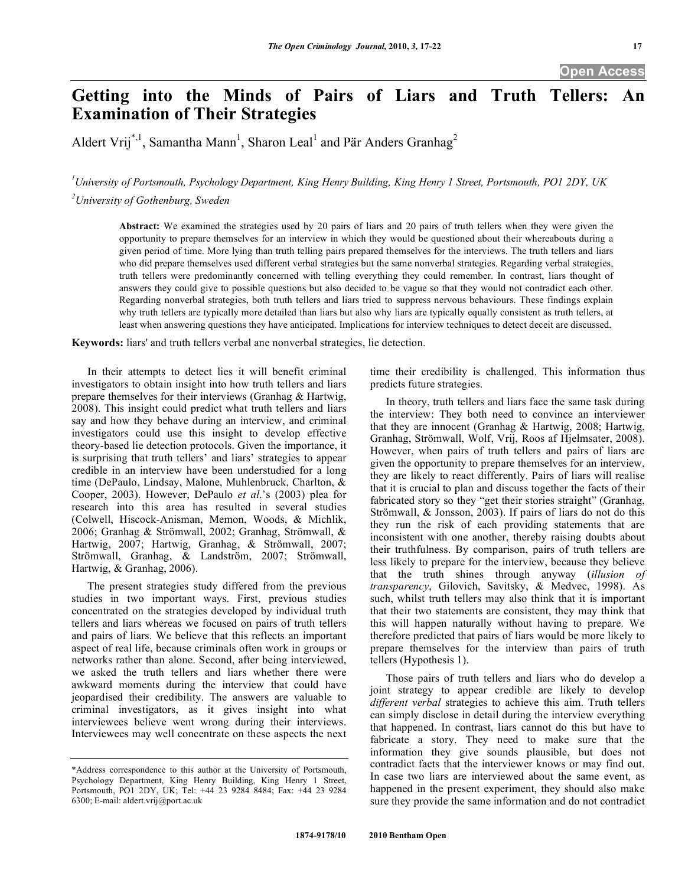# Getting into the Minds of Pairs of Liars and Truth Tellers: An Examination of Their Strategies

Aldert Vrij[*,1], Samantha Mann[1], Sharon Leal[1] and Pär Anders Granhag[2]

[1]*University of Portsmouth, Psychology Department, King Henry Building, King Henry 1 Street, Portsmouth, PO1 2DY, UK*

[2]*University of Gothenburg, Sweden*

**Abstract:** We examined the strategies used by 20 pairs of liars and 20 pairs of truth tellers when they were given the opportunity to prepare themselves for an interview in which they would be questioned about their whereabouts during a given period of time. More lying than truth telling pairs prepared themselves for the interviews. The truth tellers and liars who did prepare themselves used different verbal strategies but the same nonverbal strategies. Regarding verbal strategies, truth tellers were predominantly concerned with telling everything they could remember. In contrast, liars thought of answers they could give to possible questions but also decided to be vague so that they would not contradict each other. Regarding nonverbal strategies, both truth tellers and liars tried to suppress nervous behaviours. These findings explain why truth tellers are typically more detailed than liars but also why liars are typically equally consistent as truth tellers, at least when answering questions they have anticipated. Implications for interview techniques to detect deceit are discussed.

**Keywords:** liars' and truth tellers verbal ane nonverbal strategies, lie detection.

In their attempts to detect lies it will benefit criminal investigators to obtain insight into how truth tellers and liars prepare themselves for their interviews (Granhag & Hartwig, 2008). This insight could predict what truth tellers and liars say and how they behave during an interview, and criminal investigators could use this insight to develop effective theory-based lie detection protocols. Given the importance, it is surprising that truth tellers' and liars' strategies to appear credible in an interview have been understudied for a long time (DePaulo, Lindsay, Malone, Muhlenbruck, Charlton, & Cooper, 2003). However, DePaulo *et al*.'s (2003) plea for research into this area has resulted in several studies (Colwell, Hiscock-Anisman, Memon, Woods, & Michlik, 2006; Granhag & Strömwall, 2002; Granhag, Strömwall, & Hartwig, 2007; Hartwig, Granhag, & Strömwall, 2007; Strömwall, Granhag, & Landström, 2007; Strömwall, Hartwig, & Granhag, 2006).

The present strategies study differed from the previous studies in two important ways. First, previous studies concentrated on the strategies developed by individual truth tellers and liars whereas we focused on pairs of truth tellers and pairs of liars. We believe that this reflects an important aspect of real life, because criminals often work in groups or networks rather than alone. Second, after being interviewed, we asked the truth tellers and liars whether there were awkward moments during the interview that could have jeopardised their credibility. The answers are valuable to criminal investigators, as it gives insight into what interviewees believe went wrong during their interviews. Interviewees may well concentrate on these aspects the next time their credibility is challenged. This information thus predicts future strategies.

In theory, truth tellers and liars face the same task during the interview: They both need to convince an interviewer that they are innocent (Granhag & Hartwig, 2008; Hartwig, Granhag, Strömwall, Wolf, Vrij, Roos af Hjelmsater, 2008). However, when pairs of truth tellers and pairs of liars are given the opportunity to prepare themselves for an interview, they are likely to react differently. Pairs of liars will realise that it is crucial to plan and discuss together the facts of their fabricated story so they "get their stories straight" (Granhag, Strömwall, & Jonsson, 2003). If pairs of liars do not do this they run the risk of each providing statements that are inconsistent with one another, thereby raising doubts about their truthfulness. By comparison, pairs of truth tellers are less likely to prepare for the interview, because they believe that the truth shines through anyway (*illusion of transparency*, Gilovich, Savitsky, & Medvec, 1998). As such, whilst truth tellers may also think that it is important that their two statements are consistent, they may think that this will happen naturally without having to prepare. We therefore predicted that pairs of liars would be more likely to prepare themselves for the interview than pairs of truth tellers (Hypothesis 1).

Those pairs of truth tellers and liars who do develop a joint strategy to appear credible are likely to develop *different verbal* strategies to achieve this aim. Truth tellers can simply disclose in detail during the interview everything that happened. In contrast, liars cannot do this but have to fabricate a story. They need to make sure that the information they give sounds plausible, but does not contradict facts that the interviewer knows or may find out. In case two liars are interviewed about the same event, as happened in the present experiment, they should also make sure they provide the same information and do not contradict

*Address correspondence to this author at the University of Portsmouth, Psychology Department, King Henry Building, King Henry 1 Street, Portsmouth, PO1 2DY, UK; Tel: +44 23 9284 8484; Fax: +44 23 9284 6300; E-mail: aldert.vrij@port.ac.uk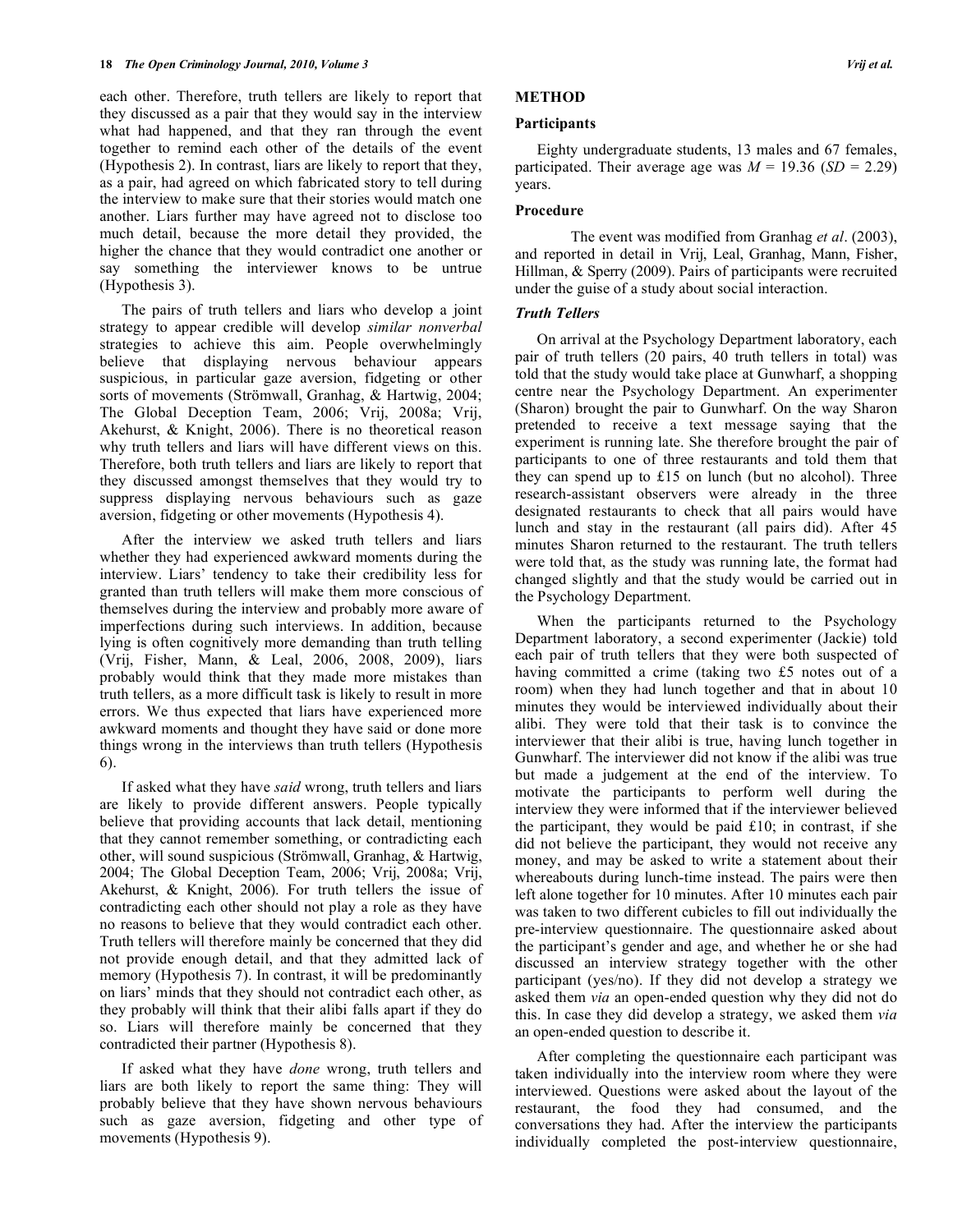each other. Therefore, truth tellers are likely to report that they discussed as a pair that they would say in the interview what had happened, and that they ran through the event together to remind each other of the details of the event (Hypothesis 2). In contrast, liars are likely to report that they, as a pair, had agreed on which fabricated story to tell during the interview to make sure that their stories would match one another. Liars further may have agreed not to disclose too much detail, because the more detail they provided, the higher the chance that they would contradict one another or say something the interviewer knows to be untrue (Hypothesis 3).

The pairs of truth tellers and liars who develop a joint strategy to appear credible will develop *similar nonverbal* strategies to achieve this aim. People overwhelmingly believe that displaying nervous behaviour appears suspicious, in particular gaze aversion, fidgeting or other sorts of movements (Strömwall, Granhag, & Hartwig, 2004; The Global Deception Team, 2006; Vrij, 2008a; Vrij, Akehurst, & Knight, 2006). There is no theoretical reason why truth tellers and liars will have different views on this. Therefore, both truth tellers and liars are likely to report that they discussed amongst themselves that they would try to suppress displaying nervous behaviours such as gaze aversion, fidgeting or other movements (Hypothesis 4).

After the interview we asked truth tellers and liars whether they had experienced awkward moments during the interview. Liars' tendency to take their credibility less for granted than truth tellers will make them more conscious of themselves during the interview and probably more aware of imperfections during such interviews. In addition, because lying is often cognitively more demanding than truth telling (Vrij, Fisher, Mann, & Leal, 2006, 2008, 2009), liars probably would think that they made more mistakes than truth tellers, as a more difficult task is likely to result in more errors. We thus expected that liars have experienced more awkward moments and thought they have said or done more things wrong in the interviews than truth tellers (Hypothesis 6).

If asked what they have *said* wrong, truth tellers and liars are likely to provide different answers. People typically believe that providing accounts that lack detail, mentioning that they cannot remember something, or contradicting each other, will sound suspicious (Strömwall, Granhag, & Hartwig, 2004; The Global Deception Team, 2006; Vrij, 2008a; Vrij, Akehurst, & Knight, 2006). For truth tellers the issue of contradicting each other should not play a role as they have no reasons to believe that they would contradict each other. Truth tellers will therefore mainly be concerned that they did not provide enough detail, and that they admitted lack of memory (Hypothesis 7). In contrast, it will be predominantly on liars' minds that they should not contradict each other, as they probably will think that their alibi falls apart if they do so. Liars will therefore mainly be concerned that they contradicted their partner (Hypothesis 8).

If asked what they have *done* wrong, truth tellers and liars are both likely to report the same thing: They will probably believe that they have shown nervous behaviours such as gaze aversion, fidgeting and other type of movements (Hypothesis 9).

## METHOD

### Participants

Eighty undergraduate students, 13 males and 67 females, participated. Their average age was $M = 19.36$ ($SD = 2.29$) years.

### Procedure

The event was modified from Granhag *et al*. (2003), and reported in detail in Vrij, Leal, Granhag, Mann, Fisher, Hillman, & Sperry (2009). Pairs of participants were recruited under the guise of a study about social interaction.

### *Truth Tellers*

On arrival at the Psychology Department laboratory, each pair of truth tellers (20 pairs, 40 truth tellers in total) was told that the study would take place at Gunwharf, a shopping centre near the Psychology Department. An experimenter (Sharon) brought the pair to Gunwharf. On the way Sharon pretended to receive a text message saying that the experiment is running late. She therefore brought the pair of participants to one of three restaurants and told them that they can spend up to £15 on lunch (but no alcohol). Three research-assistant observers were already in the three designated restaurants to check that all pairs would have lunch and stay in the restaurant (all pairs did). After 45 minutes Sharon returned to the restaurant. The truth tellers were told that, as the study was running late, the format had changed slightly and that the study would be carried out in the Psychology Department.

When the participants returned to the Psychology Department laboratory, a second experimenter (Jackie) told each pair of truth tellers that they were both suspected of having committed a crime (taking two £5 notes out of a room) when they had lunch together and that in about 10 minutes they would be interviewed individually about their alibi. They were told that their task is to convince the interviewer that their alibi is true, having lunch together in Gunwharf. The interviewer did not know if the alibi was true but made a judgement at the end of the interview. To motivate the participants to perform well during the interview they were informed that if the interviewer believed the participant, they would be paid £10; in contrast, if she did not believe the participant, they would not receive any money, and may be asked to write a statement about their whereabouts during lunch-time instead. The pairs were then left alone together for 10 minutes. After 10 minutes each pair was taken to two different cubicles to fill out individually the pre-interview questionnaire. The questionnaire asked about the participant's gender and age, and whether he or she had discussed an interview strategy together with the other participant (yes/no). If they did not develop a strategy we asked them *via* an open-ended question why they did not do this. In case they did develop a strategy, we asked them *via* an open-ended question to describe it.

After completing the questionnaire each participant was taken individually into the interview room where they were interviewed. Questions were asked about the layout of the restaurant, the food they had consumed, and the conversations they had. After the interview the participants individually completed the post-interview questionnaire,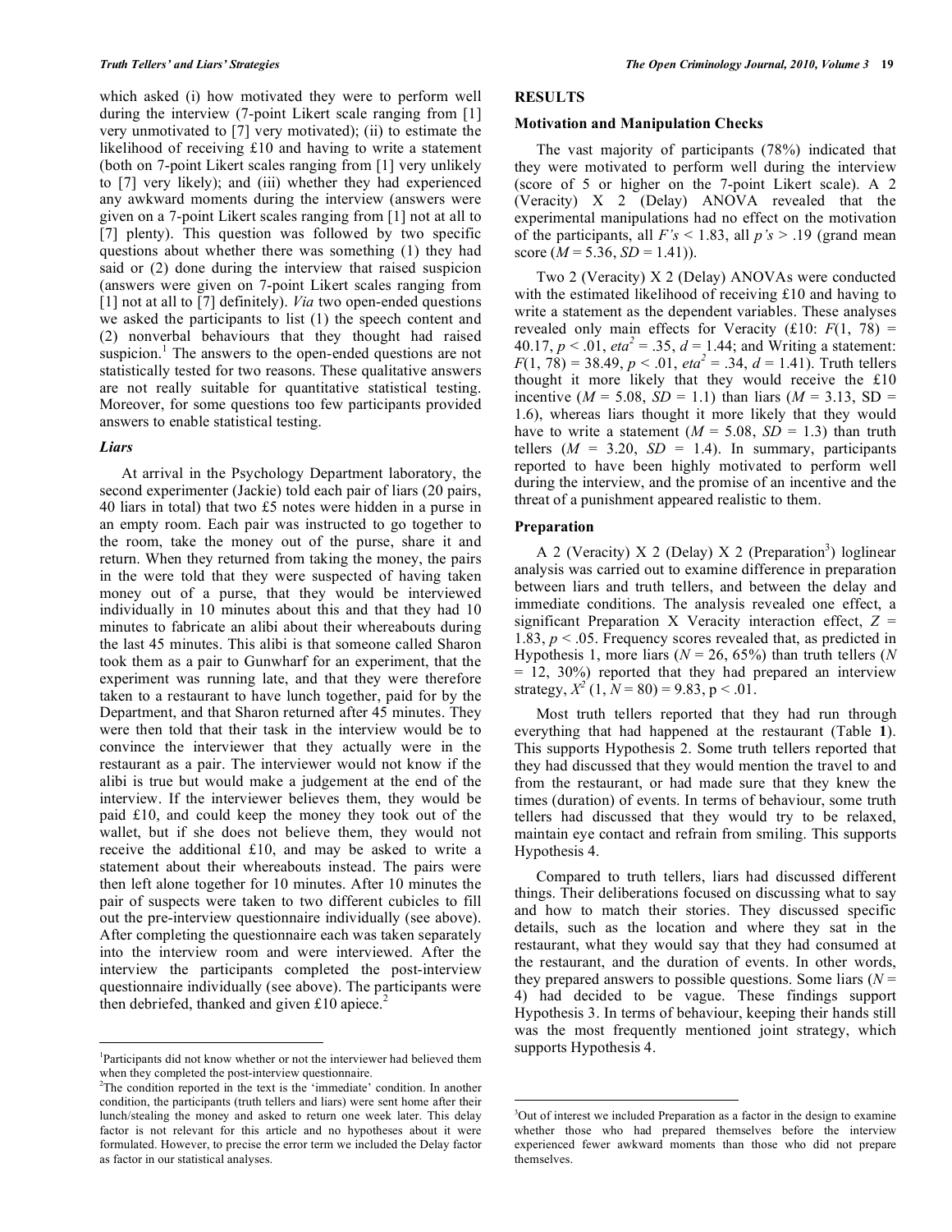which asked (i) how motivated they were to perform well during the interview (7-point Likert scale ranging from [1] very unmotivated to [7] very motivated); (ii) to estimate the likelihood of receiving £10 and having to write a statement (both on 7-point Likert scales ranging from [1] very unlikely to [7] very likely); and (iii) whether they had experienced any awkward moments during the interview (answers were given on a 7-point Likert scales ranging from [1] not at all to [7] plenty). This question was followed by two specific questions about whether there was something (1) they had said or (2) done during the interview that raised suspicion (answers were given on 7-point Likert scales ranging from [1] not at all to [7] definitely). *Via* two open-ended questions we asked the participants to list (1) the speech content and (2) nonverbal behaviours that they thought had raised suspicion.[1] The answers to the open-ended questions are not statistically tested for two reasons. These qualitative answers are not really suitable for quantitative statistical testing. Moreover, for some questions too few participants provided answers to enable statistical testing.

### *Liars*

At arrival in the Psychology Department laboratory, the second experimenter (Jackie) told each pair of liars (20 pairs, 40 liars in total) that two £5 notes were hidden in a purse in an empty room. Each pair was instructed to go together to the room, take the money out of the purse, share it and return. When they returned from taking the money, the pairs in the were told that they were suspected of having taken money out of a purse, that they would be interviewed individually in 10 minutes about this and that they had 10 minutes to fabricate an alibi about their whereabouts during the last 45 minutes. This alibi is that someone called Sharon took them as a pair to Gunwharf for an experiment, that the experiment was running late, and that they were therefore taken to a restaurant to have lunch together, paid for by the Department, and that Sharon returned after 45 minutes. They were then told that their task in the interview would be to convince the interviewer that they actually were in the restaurant as a pair. The interviewer would not know if the alibi is true but would make a judgement at the end of the interview. If the interviewer believes them, they would be paid £10, and could keep the money they took out of the wallet, but if she does not believe them, they would not receive the additional £10, and may be asked to write a statement about their whereabouts instead. The pairs were then left alone together for 10 minutes. After 10 minutes the pair of suspects were taken to two different cubicles to fill out the pre-interview questionnaire individually (see above). After completing the questionnaire each was taken separately into the interview room and were interviewed. After the interview the participants completed the post-interview questionnaire individually (see above). The participants were then debriefed, thanked and given £10 apiece.[2]

## RESULTS

### Motivation and Manipulation Checks

The vast majority of participants (78%) indicated that they were motivated to perform well during the interview (score of 5 or higher on the 7-point Likert scale). A 2 (Veracity) X 2 (Delay) ANOVA revealed that the experimental manipulations had no effect on the motivation of the participants, all $F$'s < 1.83, all $p$'s > .19 (grand mean score ($M$ = 5.36, $SD$ = 1.41)).

Two 2 (Veracity) X 2 (Delay) ANOVAs were conducted with the estimated likelihood of receiving £10 and having to write a statement as the dependent variables. These analyses revealed only main effects for Veracity (£10: $F(1, 78) = 40.17$, $p < .01$, $eta^2 = .35$, $d = 1.44$; and Writing a statement: $F(1, 78) = 38.49$, $p < .01$, $eta^2 = .34$, $d = 1.41$). Truth tellers thought it more likely that they would receive the £10 incentive ($M$ = 5.08, $SD$ = 1.1) than liars ($M$ = 3.13, SD = 1.6), whereas liars thought it more likely that they would have to write a statement ($M$ = 5.08, $SD$ = 1.3) than truth tellers ($M$ = 3.20, $SD$ = 1.4). In summary, participants reported to have been highly motivated to perform well during the interview, and the promise of an incentive and the threat of a punishment appeared realistic to them.

### Preparation

A 2 (Veracity) X 2 (Delay) X 2 (Preparation[3]) loglinear analysis was carried out to examine difference in preparation between liars and truth tellers, and between the delay and immediate conditions. The analysis revealed one effect, a significant Preparation X Veracity interaction effect, $Z$ = 1.83, $p < .05$. Frequency scores revealed that, as predicted in Hypothesis 1, more liars ($N$ = 26, 65%) than truth tellers ($N$ = 12, 30%) reported that they had prepared an interview strategy, $X^2$ (1, $N$ = 80) = 9.83, p < .01.

Most truth tellers reported that they had run through everything that had happened at the restaurant (Table **1**). This supports Hypothesis 2. Some truth tellers reported that they had discussed that they would mention the travel to and from the restaurant, or had made sure that they knew the times (duration) of events. In terms of behaviour, some truth tellers had discussed that they would try to be relaxed, maintain eye contact and refrain from smiling. This supports Hypothesis 4.

Compared to truth tellers, liars had discussed different things. Their deliberations focused on discussing what to say and how to match their stories. They discussed specific details, such as the location and where they sat in the restaurant, what they would say that they had consumed at the restaurant, and the duration of events. In other words, they prepared answers to possible questions. Some liars ($N$ = 4) had decided to be vague. These findings support Hypothesis 3. In terms of behaviour, keeping their hands still was the most frequently mentioned joint strategy, which supports Hypothesis 4.

---

[1]Participants did not know whether or not the interviewer had believed them when they completed the post-interview questionnaire.

[2]The condition reported in the text is the 'immediate' condition. In another condition, the participants (truth tellers and liars) were sent home after their lunch/stealing the money and asked to return one week later. This delay factor is not relevant for this article and no hypotheses about it were formulated. However, to precise the error term we included the Delay factor as factor in our statistical analyses.

[3]Out of interest we included Preparation as a factor in the design to examine whether those who had prepared themselves before the interview experienced fewer awkward moments than those who did not prepare themselves.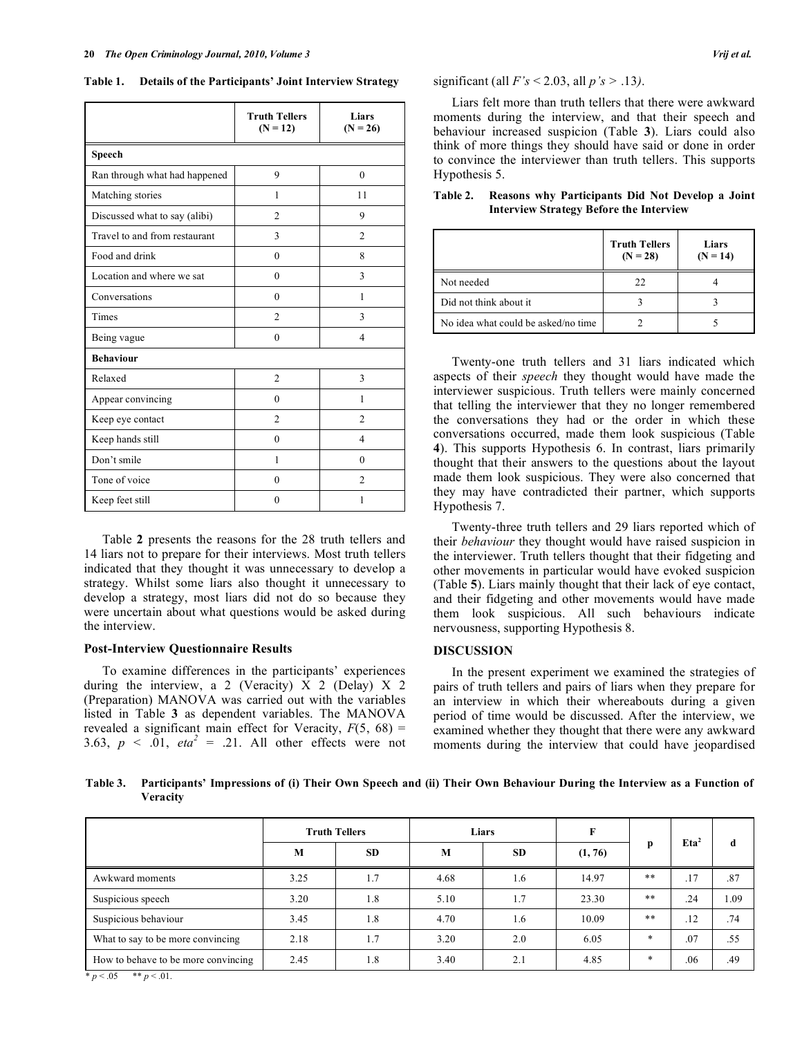**Table 1. Details of the Participants' Joint Interview Strategy**

| | Truth Tellers (N = 12) | Liars (N = 26) |
|---|---|---|
| **Speech** | | |
| Ran through what had happened | 9 | 0 |
| Matching stories | 1 | 11 |
| Discussed what to say (alibi) | 2 | 9 |
| Travel to and from restaurant | 3 | 2 |
| Food and drink | 0 | 8 |
| Location and where we sat | 0 | 3 |
| Conversations | 0 | 1 |
| Times | 2 | 3 |
| Being vague | 0 | 4 |
| **Behaviour** | | |
| Relaxed | 2 | 3 |
| Appear convincing | 0 | 1 |
| Keep eye contact | 2 | 2 |
| Keep hands still | 0 | 4 |
| Don't smile | 1 | 0 |
| Tone of voice | 0 | 2 |
| Keep feet still | 0 | 1 |

Table **2** presents the reasons for the 28 truth tellers and 14 liars not to prepare for their interviews. Most truth tellers indicated that they thought it was unnecessary to develop a strategy. Whilst some liars also thought it unnecessary to develop a strategy, most liars did not do so because they were uncertain about what questions would be asked during the interview.

### Post-Interview Questionnaire Results

To examine differences in the participants' experiences during the interview, a 2 (Veracity) X 2 (Delay) X 2 (Preparation) MANOVA was carried out with the variables listed in Table **3** as dependent variables. The MANOVA revealed a significant main effect for Veracity, $F(5, 68) = 3.63$, $p < .01$, $eta^2 = .21$. All other effects were not significant (all $F$'s $< 2.03$, all $p$'s $> .13$).

Liars felt more than truth tellers that there were awkward moments during the interview, and that their speech and behaviour increased suspicion (Table **3**). Liars could also think of more things they should have said or done in order to convince the interviewer than truth tellers. This supports Hypothesis 5.

**Table 2. Reasons why Participants Did Not Develop a Joint Interview Strategy Before the Interview**

| | Truth Tellers (N = 28) | Liars (N = 14) |
|---|---|---|
| Not needed | 22 | 4 |
| Did not think about it | 3 | 3 |
| No idea what could be asked/no time | 2 | 5 |

Twenty-one truth tellers and 31 liars indicated which aspects of their *speech* they thought would have made the interviewer suspicious. Truth tellers were mainly concerned that telling the interviewer that they no longer remembered the conversations they had or the order in which these conversations occurred, made them look suspicious (Table **4**). This supports Hypothesis 6. In contrast, liars primarily thought that their answers to the questions about the layout made them look suspicious. They were also concerned that they may have contradicted their partner, which supports Hypothesis 7.

Twenty-three truth tellers and 29 liars reported which of their *behaviour* they thought would have raised suspicion in the interviewer. Truth tellers thought that their fidgeting and other movements in particular would have evoked suspicion (Table **5**). Liars mainly thought that their lack of eye contact, and their fidgeting and other movements would have made them look suspicious. All such behaviours indicate nervousness, supporting Hypothesis 8.

## DISCUSSION

In the present experiment we examined the strategies of pairs of truth tellers and pairs of liars when they prepare for an interview in which their whereabouts during a given period of time would be discussed. After the interview, we examined whether they thought that there were any awkward moments during the interview that could have jeopardised

**Table 3. Participants' Impressions of (i) Their Own Speech and (ii) Their Own Behaviour During the Interview as a Function of Veracity**

| | Truth Tellers | | Liars | | F | p | $Eta^2$ | d |
|---|---|---|---|---|---|---|---|---|
| | M | SD | M | SD | (1, 76) | | | |
| Awkward moments | 3.25 | 1.7 | 4.68 | 1.6 | 14.97 | ** | .17 | .87 |
| Suspicious speech | 3.20 | 1.8 | 5.10 | 1.7 | 23.30 | ** | .24 | 1.09 |
| Suspicious behaviour | 3.45 | 1.8 | 4.70 | 1.6 | 10.09 | ** | .12 | .74 |
| What to say to be more convincing | 2.18 | 1.7 | 3.20 | 2.0 | 6.05 | * | .07 | .55 |
| How to behave to be more convincing | 2.45 | 1.8 | 3.40 | 2.1 | 4.85 | * | .06 | .49 |

\* $p < .05$ ** $p < .01$.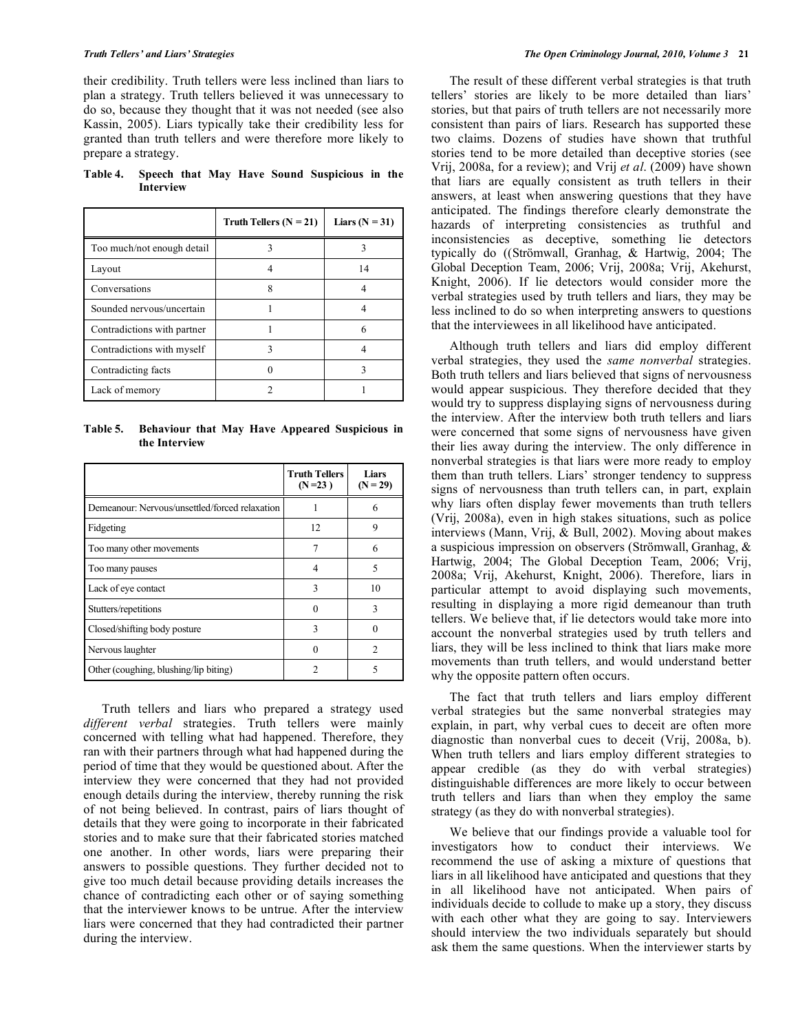their credibility. Truth tellers were less inclined than liars to plan a strategy. Truth tellers believed it was unnecessary to do so, because they thought that it was not needed (see also Kassin, 2005). Liars typically take their credibility less for granted than truth tellers and were therefore more likely to prepare a strategy.

**Table 4. Speech that May Have Sound Suspicious in the Interview**

| | Truth Tellers (N = 21) | Liars (N = 31) |
|---|---|---|
| Too much/not enough detail | 3 | 3 |
| Layout | 4 | 14 |
| Conversations | 8 | 4 |
| Sounded nervous/uncertain | 1 | 4 |
| Contradictions with partner | 1 | 6 |
| Contradictions with myself | 3 | 4 |
| Contradicting facts | 0 | 3 |
| Lack of memory | 2 | 1 |

**Table 5. Behaviour that May Have Appeared Suspicious in the Interview**

| | Truth Tellers (N =23 ) | Liars (N = 29) |
|---|---|---|
| Demeanour: Nervous/unsettled/forced relaxation | 1 | 6 |
| Fidgeting | 12 | 9 |
| Too many other movements | 7 | 6 |
| Too many pauses | 4 | 5 |
| Lack of eye contact | 3 | 10 |
| Stutters/repetitions | 0 | 3 |
| Closed/shifting body posture | 3 | 0 |
| Nervous laughter | 0 | 2 |
| Other (coughing, blushing/lip biting) | 2 | 5 |

Truth tellers and liars who prepared a strategy used *different verbal* strategies. Truth tellers were mainly concerned with telling what had happened. Therefore, they ran with their partners through what had happened during the period of time that they would be questioned about. After the interview they were concerned that they had not provided enough details during the interview, thereby running the risk of not being believed. In contrast, pairs of liars thought of details that they were going to incorporate in their fabricated stories and to make sure that their fabricated stories matched one another. In other words, liars were preparing their answers to possible questions. They further decided not to give too much detail because providing details increases the chance of contradicting each other or of saying something that the interviewer knows to be untrue. After the interview liars were concerned that they had contradicted their partner during the interview.

The result of these different verbal strategies is that truth tellers' stories are likely to be more detailed than liars' stories, but that pairs of truth tellers are not necessarily more consistent than pairs of liars. Research has supported these two claims. Dozens of studies have shown that truthful stories tend to be more detailed than deceptive stories (see Vrij, 2008a, for a review); and Vrij *et al*. (2009) have shown that liars are equally consistent as truth tellers in their answers, at least when answering questions that they have anticipated. The findings therefore clearly demonstrate the hazards of interpreting consistencies as truthful and inconsistencies as deceptive, something lie detectors typically do ((Strömwall, Granhag, & Hartwig, 2004; The Global Deception Team, 2006; Vrij, 2008a; Vrij, Akehurst, Knight, 2006). If lie detectors would consider more the verbal strategies used by truth tellers and liars, they may be less inclined to do so when interpreting answers to questions that the interviewees in all likelihood have anticipated.

Although truth tellers and liars did employ different verbal strategies, they used the *same nonverbal* strategies. Both truth tellers and liars believed that signs of nervousness would appear suspicious. They therefore decided that they would try to suppress displaying signs of nervousness during the interview. After the interview both truth tellers and liars were concerned that some signs of nervousness have given their lies away during the interview. The only difference in nonverbal strategies is that liars were more ready to employ them than truth tellers. Liars' stronger tendency to suppress signs of nervousness than truth tellers can, in part, explain why liars often display fewer movements than truth tellers (Vrij, 2008a), even in high stakes situations, such as police interviews (Mann, Vrij, & Bull, 2002). Moving about makes a suspicious impression on observers (Strömwall, Granhag, & Hartwig, 2004; The Global Deception Team, 2006; Vrij, 2008a; Vrij, Akehurst, Knight, 2006). Therefore, liars in particular attempt to avoid displaying such movements, resulting in displaying a more rigid demeanour than truth tellers. We believe that, if lie detectors would take more into account the nonverbal strategies used by truth tellers and liars, they will be less inclined to think that liars make more movements than truth tellers, and would understand better why the opposite pattern often occurs.

The fact that truth tellers and liars employ different verbal strategies but the same nonverbal strategies may explain, in part, why verbal cues to deceit are often more diagnostic than nonverbal cues to deceit (Vrij, 2008a, b). When truth tellers and liars employ different strategies to appear credible (as they do with verbal strategies) distinguishable differences are more likely to occur between truth tellers and liars than when they employ the same strategy (as they do with nonverbal strategies).

We believe that our findings provide a valuable tool for investigators how to conduct their interviews. We recommend the use of asking a mixture of questions that liars in all likelihood have anticipated and questions that they in all likelihood have not anticipated. When pairs of individuals decide to collude to make up a story, they discuss with each other what they are going to say. Interviewers should interview the two individuals separately but should ask them the same questions. When the interviewer starts by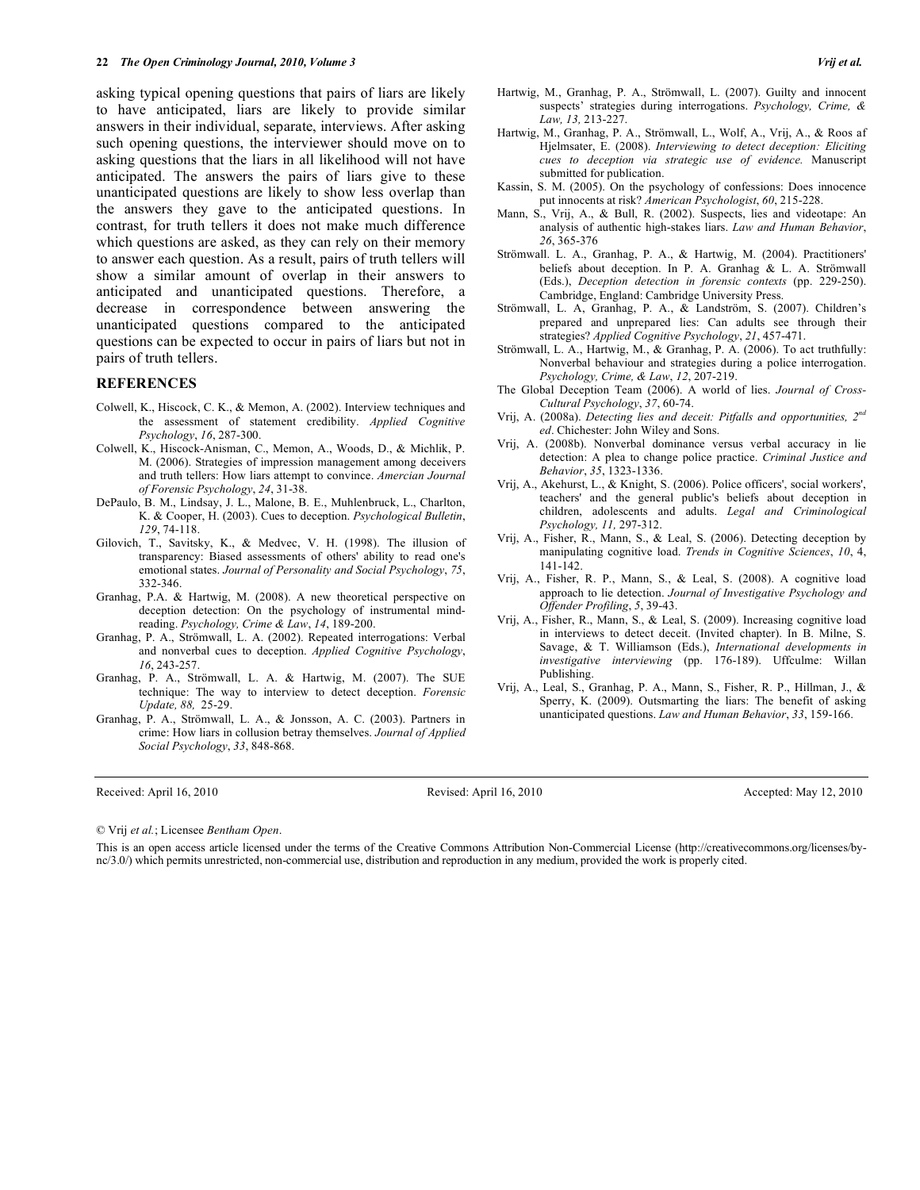asking typical opening questions that pairs of liars are likely to have anticipated, liars are likely to provide similar answers in their individual, separate, interviews. After asking such opening questions, the interviewer should move on to asking questions that the liars in all likelihood will not have anticipated. The answers the pairs of liars give to these unanticipated questions are likely to show less overlap than the answers they gave to the anticipated questions. In contrast, for truth tellers it does not make much difference which questions are asked, as they can rely on their memory to answer each question. As a result, pairs of truth tellers will show a similar amount of overlap in their answers to anticipated and unanticipated questions. Therefore, a decrease in correspondence between answering the unanticipated questions compared to the anticipated questions can be expected to occur in pairs of liars but not in pairs of truth tellers.

## REFERENCES

Colwell, K., Hiscock, C. K., & Memon, A. (2002). Interview techniques and the assessment of statement credibility. *Applied Cognitive Psychology*, *16*, 287-300.

Colwell, K., Hiscock-Anisman, C., Memon, A., Woods, D., & Michlik, P. M. (2006). Strategies of impression management among deceivers and truth tellers: How liars attempt to convince. *Amercian Journal of Forensic Psychology*, *24*, 31-38.

DePaulo, B. M., Lindsay, J. L., Malone, B. E., Muhlenbruck, L., Charlton, K. & Cooper, H. (2003). Cues to deception. *Psychological Bulletin*, *129*, 74-118.

Gilovich, T., Savitsky, K., & Medvec, V. H. (1998). The illusion of transparency: Biased assessments of others' ability to read one's emotional states. *Journal of Personality and Social Psychology*, *75*, 332-346.

Granhag, P.A. & Hartwig, M. (2008). A new theoretical perspective on deception detection: On the psychology of instrumental mind-reading. *Psychology, Crime & Law*, *14*, 189-200.

Granhag, P. A., Strömwall, L. A. (2002). Repeated interrogations: Verbal and nonverbal cues to deception. *Applied Cognitive Psychology*, *16*, 243-257.

Granhag, P. A., Strömwall, L. A. & Hartwig, M. (2007). The SUE technique: The way to interview to detect deception. *Forensic Update, 88,* 25-29.

Granhag, P. A., Strömwall, L. A., & Jonsson, A. C. (2003). Partners in crime: How liars in collusion betray themselves. *Journal of Applied Social Psychology*, *33*, 848-868.

Hartwig, M., Granhag, P. A., Strömwall, L. (2007). Guilty and innocent suspects' strategies during interrogations. *Psychology, Crime, & Law, 13,* 213-227.

Hartwig, M., Granhag, P. A., Strömwall, L., Wolf, A., Vrij, A., & Roos af Hjelmsater, E. (2008). *Interviewing to detect deception: Eliciting cues to deception via strategic use of evidence.* Manuscript submitted for publication.

Kassin, S. M. (2005). On the psychology of confessions: Does innocence put innocents at risk? *American Psychologist*, *60*, 215-228.

Mann, S., Vrij, A., & Bull, R. (2002). Suspects, lies and videotape: An analysis of authentic high-stakes liars. *Law and Human Behavior*, *26*, 365-376

Strömwall. L. A., Granhag, P. A., & Hartwig, M. (2004). Practitioners' beliefs about deception. In P. A. Granhag & L. A. Strömwall (Eds.), *Deception detection in forensic contexts* (pp. 229-250). Cambridge, England: Cambridge University Press.

Strömwall, L. A, Granhag, P. A., & Landström, S. (2007). Children's prepared and unprepared lies: Can adults see through their strategies? *Applied Cognitive Psychology*, *21*, 457-471.

Strömwall, L. A., Hartwig, M., & Granhag, P. A. (2006). To act truthfully: Nonverbal behaviour and strategies during a police interrogation. *Psychology, Crime, & Law*, *12*, 207-219.

The Global Deception Team (2006). A world of lies. *Journal of Cross-Cultural Psychology*, *37*, 60-74.

Vrij, A. (2008a). *Detecting lies and deceit: Pitfalls and opportunities, 2nd ed*. Chichester: John Wiley and Sons.

Vrij, A. (2008b). Nonverbal dominance versus verbal accuracy in lie detection: A plea to change police practice. *Criminal Justice and Behavior*, *35*, 1323-1336.

Vrij, A., Akehurst, L., & Knight, S. (2006). Police officers', social workers', teachers' and the general public's beliefs about deception in children, adolescents and adults. *Legal and Criminological Psychology, 11,* 297-312.

Vrij, A., Fisher, R., Mann, S., & Leal, S. (2006). Detecting deception by manipulating cognitive load. *Trends in Cognitive Sciences*, *10*, 4, 141-142.

Vrij, A., Fisher, R. P., Mann, S., & Leal, S. (2008). A cognitive load approach to lie detection. *Journal of Investigative Psychology and Offender Profiling*, *5*, 39-43.

Vrij, A., Fisher, R., Mann, S., & Leal, S. (2009). Increasing cognitive load in interviews to detect deceit. (Invited chapter). In B. Milne, S. Savage, & T. Williamson (Eds.), *International developments in investigative interviewing* (pp. 176-189). Uffculme: Willan Publishing.

Vrij, A., Leal, S., Granhag, P. A., Mann, S., Fisher, R. P., Hillman, J., & Sperry, K. (2009). Outsmarting the liars: The benefit of asking unanticipated questions. *Law and Human Behavior*, *33*, 159-166.

Received: April 16, 2010 Revised: April 16, 2010 Accepted: May 12, 2010

© Vrij *et al.*; Licensee *Bentham Open*.

This is an open access article licensed under the terms of the Creative Commons Attribution Non-Commercial License (http://creativecommons.org/licenses/by-nc/3.0/) which permits unrestricted, non-commercial use, distribution and reproduction in any medium, provided the work is properly cited.